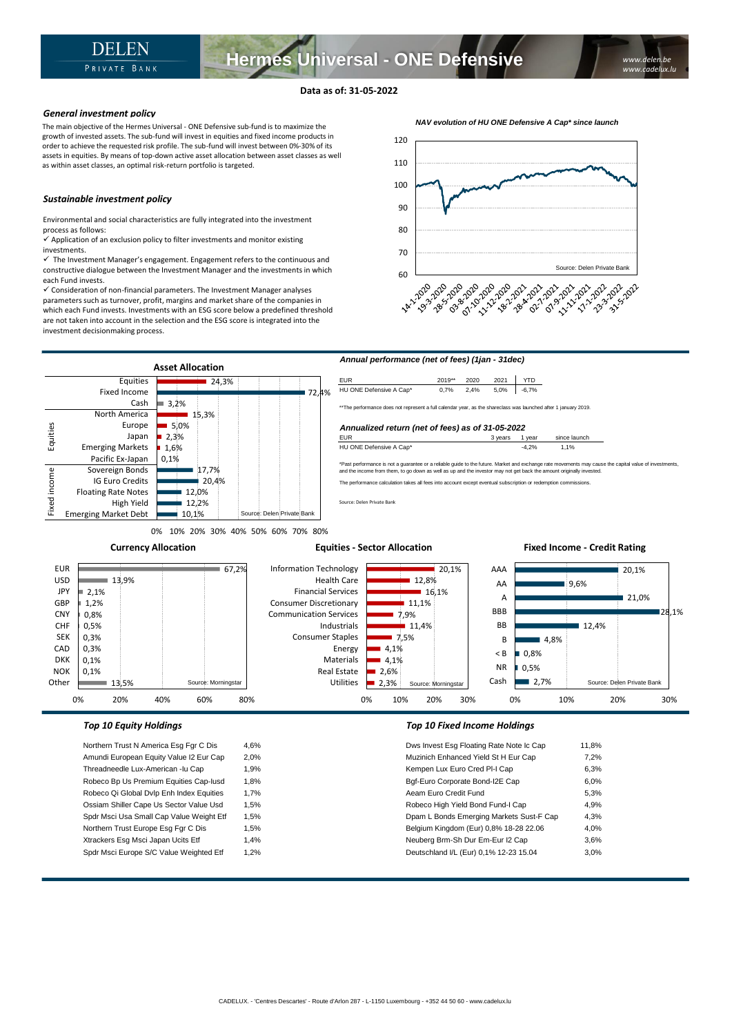# Hermes Universal - ONE Defensive

DELEN PRIVATE BANK

www.delen.be
www.cadelux.lu

**Data as of: 31-05-2022**

### *General investment policy*

The main objective of the Hermes Universal - ONE Defensive sub-fund is to maximize the growth of invested assets. The sub-fund will invest in equities and fixed income products in order to achieve the requested risk profile. The sub-fund will invest between 0%-30% of its assets in equities. By means of top-down active asset allocation between asset classes as well as within asset classes, an optimal risk-return portfolio is targeted.

### *Sustainable investment policy*

Environmental and social characteristics are fully integrated into the investment process as follows:

✓ Application of an exclusion policy to filter investments and monitor existing investments.

✓ The Investment Manager's engagement. Engagement refers to the continuous and constructive dialogue between the Investment Manager and the investments in which each Fund invests.

✓ Consideration of non-financial parameters. The Investment Manager analyses parameters such as turnover, profit, margins and market share of the companies in which each Fund invests. Investments with an ESG score below a predefined threshold are not taken into account in the selection and the ESG score is integrated into the investment decisionmaking process.

*NAV evolution of HU ONE Defensive A Cap\* since launch*

Source: Delen Private Bank

## Asset Allocation

| | | |
|---|---|---|
| | Equities | 24,3% |
| | Fixed Income | 72,4% |
| | Cash | 3,2% |
| Equities | North America | 15,3% |
| | Europe | 5,0% |
| | Japan | 2,3% |
| | Emerging Markets | 1,6% |
| | Pacific Ex-Japan | 0,1% |
| Fixed income | Sovereign Bonds | 17,7% |
| | IG Euro Credits | 20,4% |
| | Floating Rate Notes | 12,0% |
| | High Yield | 12,2% |
| | Emerging Market Debt | 10,1% |

Source: Delen Private Bank

### *Annual performance (net of fees) (1jan - 31dec)*

| EUR | 2019** | 2020 | 2021 | YTD |
|---|---|---|---|---|
| HU ONE Defensive A Cap* | 0,7% | 2,4% | 5,0% | -6,7% |

**The performance does not represent a full calendar year, as the shareclass was launched after 1 january 2019.

### *Annualized return (net of fees) as of 31-05-2022*

| EUR | 3 years | 1 year | since launch |
|---|---|---|---|
| HU ONE Defensive A Cap* | | -4,2% | 1,1% |

*Past performance is not a guarantee or a reliable guide to the future. Market and exchange rate movements may cause the capital value of investments, and the income from them, to go down as well as up and the investor may not get back the amount originally invested.

The performance calculation takes all fees into account except eventual subscription or redemption commissions.

Source: Delen Private Bank

## Currency Allocation

| Currency | % |
|---|---|
| EUR | 67,2% |
| USD | 13,9% |
| JPY | 2,1% |
| GBP | 1,2% |
| CNY | 0,8% |
| CHF | 0,5% |
| SEK | 0,3% |
| CAD | 0,3% |
| DKK | 0,1% |
| NOK | 0,1% |
| Other | 13,5% |

Source: Morningstar

## Equities - Sector Allocation

| Sector | % |
|---|---|
| Information Technology | 20,1% |
| Health Care | 12,8% |
| Financial Services | 16,1% |
| Consumer Discretionary | 11,1% |
| Communication Services | 7,9% |
| Industrials | 11,4% |
| Consumer Staples | 7,5% |
| Energy | 4,1% |
| Materials | 4,1% |
| Real Estate | 2,6% |
| Utilities | 2,3% |

Source: Morningstar

## Fixed Income - Credit Rating

| Rating | % |
|---|---|
| AAA | 20,1% |
| AA | 9,6% |
| A | 21,0% |
| BBB | 28,1% |
| BB | 12,4% |
| B | 4,8% |
| < B | 0,8% |
| NR | 0,5% |
| Cash | 2,7% |

Source: Delen Private Bank

### *Top 10 Equity Holdings*

| Holding | % |
|---|---|
| Northern Trust N America Esg Fgr C Dis | 4,6% |
| Amundi European Equity Value I2 Eur Cap | 2,0% |
| Threadneedle Lux-American -Iu Cap | 1,9% |
| Robeco Bp Us Premium Equities Cap-Iusd | 1,8% |
| Robeco Qi Global Dvlp Enh Index Equities | 1,7% |
| Ossiam Shiller Cape Us Sector Value Usd | 1,5% |
| Spdr Msci Usa Small Cap Value Weight Etf | 1,5% |
| Northern Trust Europe Esg Fgr C Dis | 1,5% |
| Xtrackers Esg Msci Japan Ucits Etf | 1,4% |
| Spdr Msci Europe S/C Value Weighted Etf | 1,2% |

### *Top 10 Fixed Income Holdings*

| Holding | % |
|---|---|
| Dws Invest Esg Floating Rate Note Ic Cap | 11,8% |
| Muzinich Enhanced Yield St H Eur Cap | 7,2% |
| Kempen Lux Euro Cred PI-I Cap | 6,3% |
| Bgf-Euro Corporate Bond-I2E Cap | 6,0% |
| Aeam Euro Credit Fund | 5,3% |
| Robeco High Yield Bond Fund-I Cap | 4,9% |
| Dpam L Bonds Emerging Markets Sust-F Cap | 4,3% |
| Belgium Kingdom (Eur) 0,8% 18-28 22.06 | 4,0% |
| Neuberg Brm-Sh Dur Em-Eur I2 Cap | 3,6% |
| Deutschland I/L (Eur) 0,1% 12-23 15.04 | 3,0% |

CADELUX. - 'Centres Descartes' - Route d'Arlon 287 - L-1150 Luxembourg - +352 44 50 60 - www.cadelux.lu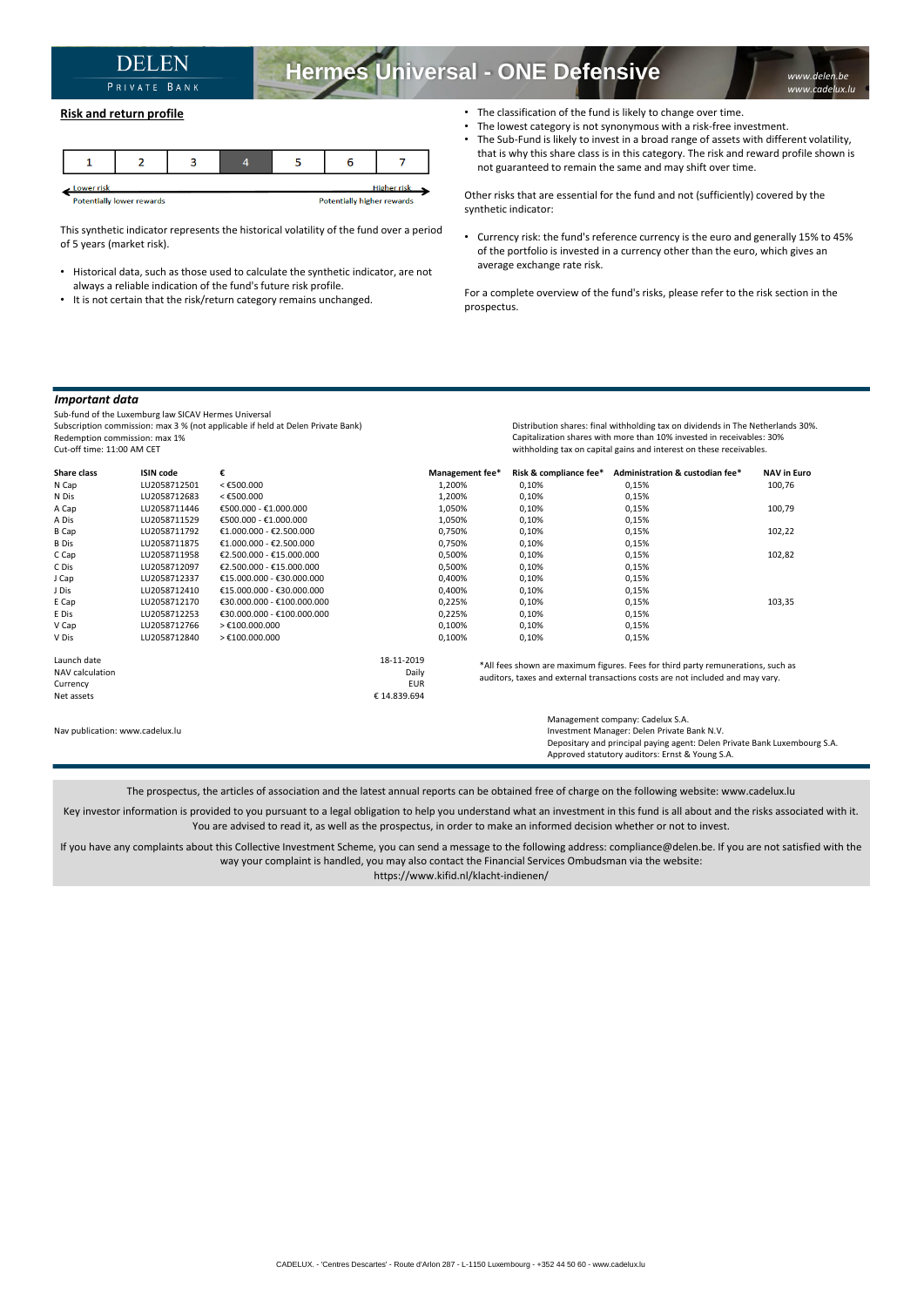# Hermes Universal - ONE Defensive

## Risk and return profile

| 1 | 2 | 3 | 4 | 5 | 6 | 7 |
|---|---|---|---|---|---|---|

Lower risk — Higher risk

Potentially lower rewards — Potentially higher rewards

This synthetic indicator represents the historical volatility of the fund over a period of 5 years (market risk).

- Historical data, such as those used to calculate the synthetic indicator, are not always a reliable indication of the fund's future risk profile.
- It is not certain that the risk/return category remains unchanged.
- The classification of the fund is likely to change over time.
- The lowest category is not synonymous with a risk-free investment.
- The Sub-Fund is likely to invest in a broad range of assets with different volatility, that is why this share class is in this category. The risk and reward profile shown is not guaranteed to remain the same and may shift over time.

Other risks that are essential for the fund and not (sufficiently) covered by the synthetic indicator:

- Currency risk: the fund's reference currency is the euro and generally 15% to 45% of the portfolio is invested in a currency other than the euro, which gives an average exchange rate risk.

For a complete overview of the fund's risks, please refer to the risk section in the prospectus.

## *Important data*

Sub-fund of the Luxemburg law SICAV Hermes Universal
Subscription commission: max 3 % (not applicable if held at Delen Private Bank)
Redemption commission: max 1%
Cut-off time: 11:00 AM CET

Distribution shares: final withholding tax on dividends in The Netherlands 30%.
Capitalization shares with more than 10% invested in receivables: 30% withholding tax on capital gains and interest on these receivables.

| Share class | ISIN code | € | Management fee* | Risk & compliance fee* | Administration & custodian fee* | NAV in Euro |
|---|---|---|---|---|---|---|
| N Cap | LU2058712501 | < €500.000 | 1,200% | 0,10% | 0,15% | 100,76 |
| N Dis | LU2058712683 | < €500.000 | 1,200% | 0,10% | 0,15% | |
| A Cap | LU2058711446 | €500.000 - €1.000.000 | 1,050% | 0,10% | 0,15% | 100,79 |
| A Dis | LU2058711529 | €500.000 - €1.000.000 | 1,050% | 0,10% | 0,15% | |
| B Cap | LU2058711792 | €1.000.000 - €2.500.000 | 0,750% | 0,10% | 0,15% | 102,22 |
| B Dis | LU2058711875 | €1.000.000 - €2.500.000 | 0,750% | 0,10% | 0,15% | |
| C Cap | LU2058711958 | €2.500.000 - €15.000.000 | 0,500% | 0,10% | 0,15% | 102,82 |
| C Dis | LU2058712097 | €2.500.000 - €15.000.000 | 0,500% | 0,10% | 0,15% | |
| J Cap | LU2058712337 | €15.000.000 - €30.000.000 | 0,400% | 0,10% | 0,15% | |
| J Dis | LU2058712410 | €15.000.000 - €30.000.000 | 0,400% | 0,10% | 0,15% | |
| E Cap | LU2058712170 | €30.000.000 - €100.000.000 | 0,225% | 0,10% | 0,15% | 103,35 |
| E Dis | LU2058712253 | €30.000.000 - €100.000.000 | 0,225% | 0,10% | 0,15% | |
| V Cap | LU2058712766 | > €100.000.000 | 0,100% | 0,10% | 0,15% | |
| V Dis | LU2058712840 | > €100.000.000 | 0,100% | 0,10% | 0,15% | |

| | |
|---|---|
| Launch date | 18-11-2019 |
| NAV calculation | Daily |
| Currency | EUR |
| Net assets | € 14.839.694 |

*All fees shown are maximum figures. Fees for third party remunerations, such as auditors, taxes and external transactions costs are not included and may vary.

Nav publication: www.cadelux.lu

Management company: Cadelux S.A.
Investment Manager: Delen Private Bank N.V.
Depositary and principal paying agent: Delen Private Bank Luxembourg S.A.
Approved statutory auditors: Ernst & Young S.A.

The prospectus, the articles of association and the latest annual reports can be obtained free of charge on the following website: www.cadelux.lu

Key investor information is provided to you pursuant to a legal obligation to help you understand what an investment in this fund is all about and the risks associated with it. You are advised to read it, as well as the prospectus, in order to make an informed decision whether or not to invest.

If you have any complaints about this Collective Investment Scheme, you can send a message to the following address: compliance@delen.be. If you are not satisfied with the way your complaint is handled, you may also contact the Financial Services Ombudsman via the website: https://www.kifid.nl/klacht-indienen/

CADELUX. - 'Centres Descartes' - Route d'Arlon 287 - L-1150 Luxembourg - +352 44 50 60 - www.cadelux.lu